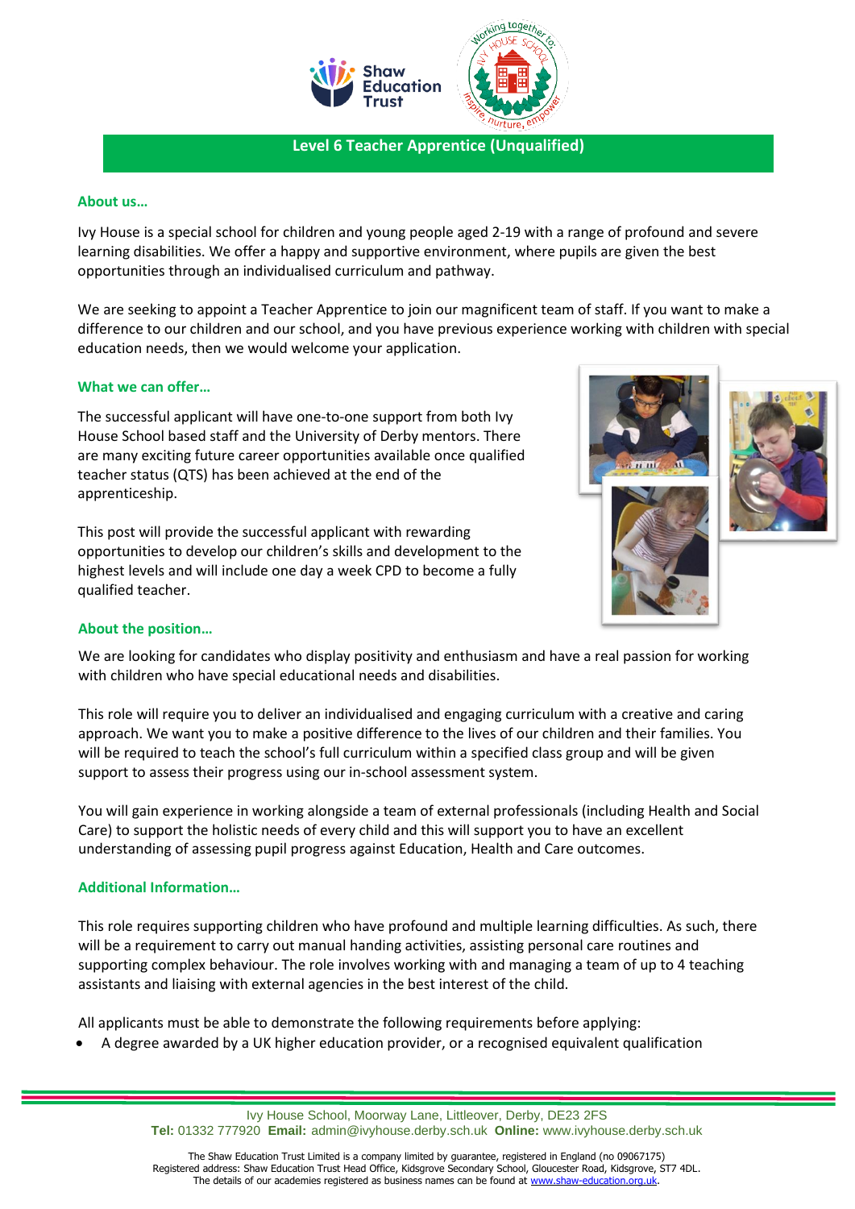# Level 6 Teacher Apprentice (Unqualified)

## About us…

Ivy House is a special school for children and young people aged 2-19 with a range of profound and severe learning disabilities. We offer a happy and supportive environment, where pupils are given the best opportunities through an individualised curriculum and pathway.

We are seeking to appoint a Teacher Apprentice to join our magnificent team of staff. If you want to make a difference to our children and our school, and you have previous experience working with children with special education needs, then we would welcome your application.

## What we can offer…

The successful applicant will have one-to-one support from both Ivy House School based staff and the University of Derby mentors. There are many exciting future career opportunities available once qualified teacher status (QTS) has been achieved at the end of the apprenticeship.

This post will provide the successful applicant with rewarding opportunities to develop our children's skills and development to the highest levels and will include one day a week CPD to become a fully qualified teacher.

## About the position…

We are looking for candidates who display positivity and enthusiasm and have a real passion for working with children who have special educational needs and disabilities.

This role will require you to deliver an individualised and engaging curriculum with a creative and caring approach. We want you to make a positive difference to the lives of our children and their families. You will be required to teach the school's full curriculum within a specified class group and will be given support to assess their progress using our in-school assessment system.

You will gain experience in working alongside a team of external professionals (including Health and Social Care) to support the holistic needs of every child and this will support you to have an excellent understanding of assessing pupil progress against Education, Health and Care outcomes.

## Additional Information…

This role requires supporting children who have profound and multiple learning difficulties. As such, there will be a requirement to carry out manual handing activities, assisting personal care routines and supporting complex behaviour. The role involves working with and managing a team of up to 4 teaching assistants and liaising with external agencies in the best interest of the child.

All applicants must be able to demonstrate the following requirements before applying:

- A degree awarded by a UK higher education provider, or a recognised equivalent qualification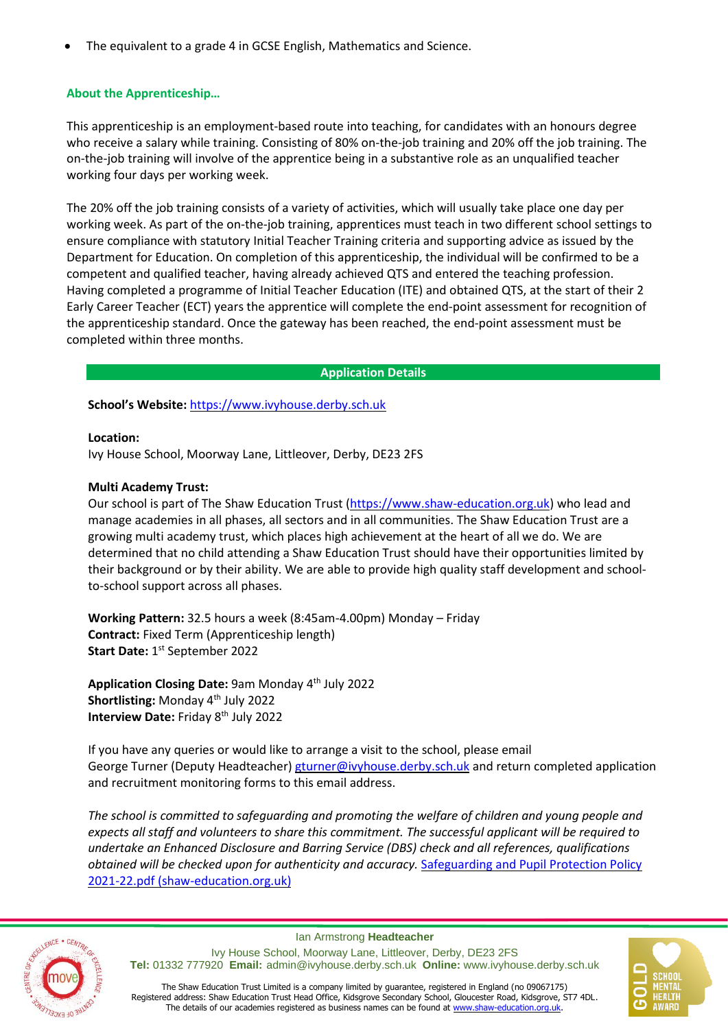- The equivalent to a grade 4 in GCSE English, Mathematics and Science.

### About the Apprenticeship…

This apprenticeship is an employment-based route into teaching, for candidates with an honours degree who receive a salary while training. Consisting of 80% on-the-job training and 20% off the job training. The on-the-job training will involve of the apprentice being in a substantive role as an unqualified teacher working four days per working week.

The 20% off the job training consists of a variety of activities, which will usually take place one day per working week. As part of the on-the-job training, apprentices must teach in two different school settings to ensure compliance with statutory Initial Teacher Training criteria and supporting advice as issued by the Department for Education. On completion of this apprenticeship, the individual will be confirmed to be a competent and qualified teacher, having already achieved QTS and entered the teaching profession. Having completed a programme of Initial Teacher Education (ITE) and obtained QTS, at the start of their 2 Early Career Teacher (ECT) years the apprentice will complete the end-point assessment for recognition of the apprenticeship standard. Once the gateway has been reached, the end-point assessment must be completed within three months.

## Application Details

**School's Website:** https://www.ivyhouse.derby.sch.uk

**Location:**
Ivy House School, Moorway Lane, Littleover, Derby, DE23 2FS

**Multi Academy Trust:**
Our school is part of The Shaw Education Trust (https://www.shaw-education.org.uk) who lead and manage academies in all phases, all sectors and in all communities. The Shaw Education Trust are a growing multi academy trust, which places high achievement at the heart of all we do. We are determined that no child attending a Shaw Education Trust should have their opportunities limited by their background or by their ability. We are able to provide high quality staff development and school-to-school support across all phases.

**Working Pattern:** 32.5 hours a week (8:45am-4.00pm) Monday – Friday
**Contract:** Fixed Term (Apprenticeship length)
**Start Date:** 1st September 2022

**Application Closing Date:** 9am Monday 4th July 2022
**Shortlisting:** Monday 4th July 2022
**Interview Date:** Friday 8th July 2022

If you have any queries or would like to arrange a visit to the school, please email George Turner (Deputy Headteacher) gturner@ivyhouse.derby.sch.uk and return completed application and recruitment monitoring forms to this email address.

*The school is committed to safeguarding and promoting the welfare of children and young people and expects all staff and volunteers to share this commitment. The successful applicant will be required to undertake an Enhanced Disclosure and Barring Service (DBS) check and all references, qualifications obtained will be checked upon for authenticity and accuracy.* Safeguarding and Pupil Protection Policy 2021-22.pdf (shaw-education.org.uk)

Ian Armstrong **Headteacher**
Ivy House School, Moorway Lane, Littleover, Derby, DE23 2FS
**Tel:** 01332 777920 **Email:** admin@ivyhouse.derby.sch.uk **Online:** www.ivyhouse.derby.sch.uk

The Shaw Education Trust Limited is a company limited by guarantee, registered in England (no 09067175)
Registered address: Shaw Education Trust Head Office, Kidsgrove Secondary School, Gloucester Road, Kidsgrove, ST7 4DL.
The details of our academies registered as business names can be found at www.shaw-education.org.uk.